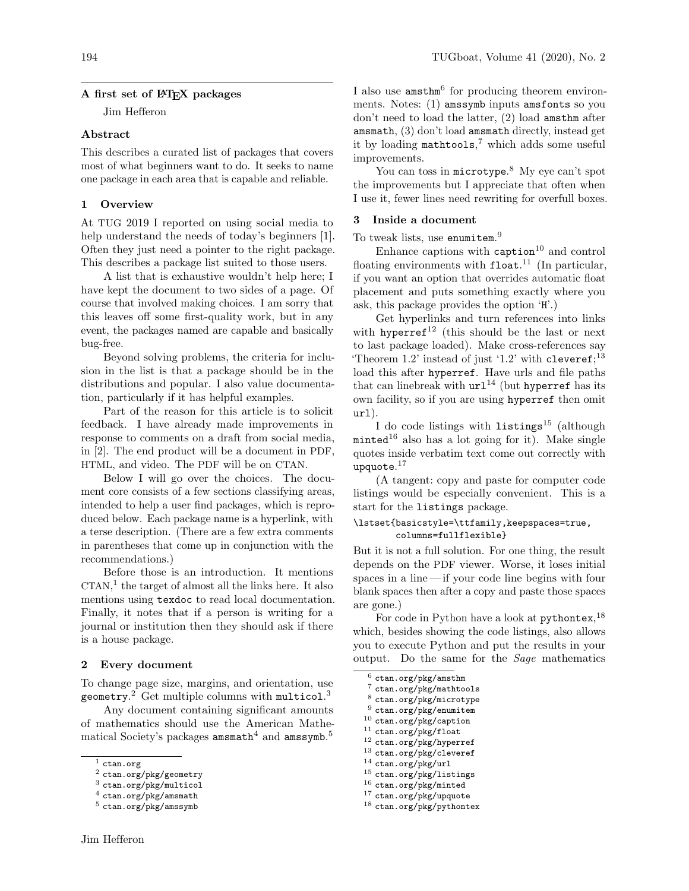# A first set of LaTeX packages

Jim Hefferon

## Abstract

This describes a curated list of packages that covers most of what beginners want to do. It seeks to name one package in each area that is capable and reliable.

## 1 Overview

At TUG 2019 I reported on using social media to help understand the needs of today's beginners [1]. Often they just need a pointer to the right package. This describes a package list suited to those users.

A list that is exhaustive wouldn't help here; I have kept the document to two sides of a page. Of course that involved making choices. I am sorry that this leaves off some first-quality work, but in any event, the packages named are capable and basically bug-free.

Beyond solving problems, the criteria for inclusion in the list is that a package should be in the distributions and popular. I also value documentation, particularly if it has helpful examples.

Part of the reason for this article is to solicit feedback. I have already made improvements in response to comments on a draft from social media, in [2]. The end product will be a document in PDF, HTML, and video. The PDF will be on CTAN.

Below I will go over the choices. The document core consists of a few sections classifying areas, intended to help a user find packages, which is reproduced below. Each package name is a hyperlink, with a terse description. (There are a few extra comments in parentheses that come up in conjunction with the recommendations.)

Before those is an introduction. It mentions CTAN,[1] the target of almost all the links here. It also mentions using `texdoc` to read local documentation. Finally, it notes that if a person is writing for a journal or institution then they should ask if there is a house package.

## 2 Every document

To change page size, margins, and orientation, use `geometry`.[2] Get multiple columns with `multicol`.[3]

Any document containing significant amounts of mathematics should use the American Mathematical Society's packages `amsmath`[4] and `amssymb`.[5] I also use `amsthm`[6] for producing theorem environments. Notes: (1) `amssymb` inputs `amsfonts` so you don't need to load the latter, (2) load `amsthm` after `amsmath`, (3) don't load `amsmath` directly, instead get it by loading `mathtools`,[7] which adds some useful improvements.

You can toss in `microtype`.[8] My eye can't spot the improvements but I appreciate that often when I use it, fewer lines need rewriting for overfull boxes.

## 3 Inside a document

To tweak lists, use `enumitem`.[9]

Enhance captions with `caption`[10] and control floating environments with `float`.[11] (In particular, if you want an option that overrides automatic float placement and puts something exactly where you ask, this package provides the option '`H`'.)

Get hyperlinks and turn references into links with `hyperref`[12] (this should be the last or next to last package loaded). Make cross-references say 'Theorem 1.2' instead of just '1.2' with `cleveref`;[13] load this after `hyperref`. Have urls and file paths that can linebreak with `url`[14] (but `hyperref` has its own facility, so if you are using `hyperref` then omit `url`).

I do code listings with `listings`[15] (although `minted`[16] also has a lot going for it). Make single quotes inside verbatim text come out correctly with `upquote`.[17]

(A tangent: copy and paste for computer code listings would be especially convenient. This is a start for the `listings` package.

```
\lstset{basicstyle=\ttfamily,keepspaces=true,
        columns=fullflexible}
```

But it is not a full solution. For one thing, the result depends on the PDF viewer. Worse, it loses initial spaces in a line — if your code line begins with four blank spaces then after a copy and paste those spaces are gone.)

For code in Python have a look at `pythontex`,[18] which, besides showing the code listings, also allows you to execute Python and put the results in your output. Do the same for the *Sage* mathematics

---

[1] ctan.org
[2] ctan.org/pkg/geometry
[3] ctan.org/pkg/multicol
[4] ctan.org/pkg/amsmath
[5] ctan.org/pkg/amssymb
[6] ctan.org/pkg/amsthm
[7] ctan.org/pkg/mathtools
[8] ctan.org/pkg/microtype
[9] ctan.org/pkg/enumitem
[10] ctan.org/pkg/caption
[11] ctan.org/pkg/float
[12] ctan.org/pkg/hyperref
[13] ctan.org/pkg/cleveref
[14] ctan.org/pkg/url
[15] ctan.org/pkg/listings
[16] ctan.org/pkg/minted
[17] ctan.org/pkg/upquote
[18] ctan.org/pkg/pythontex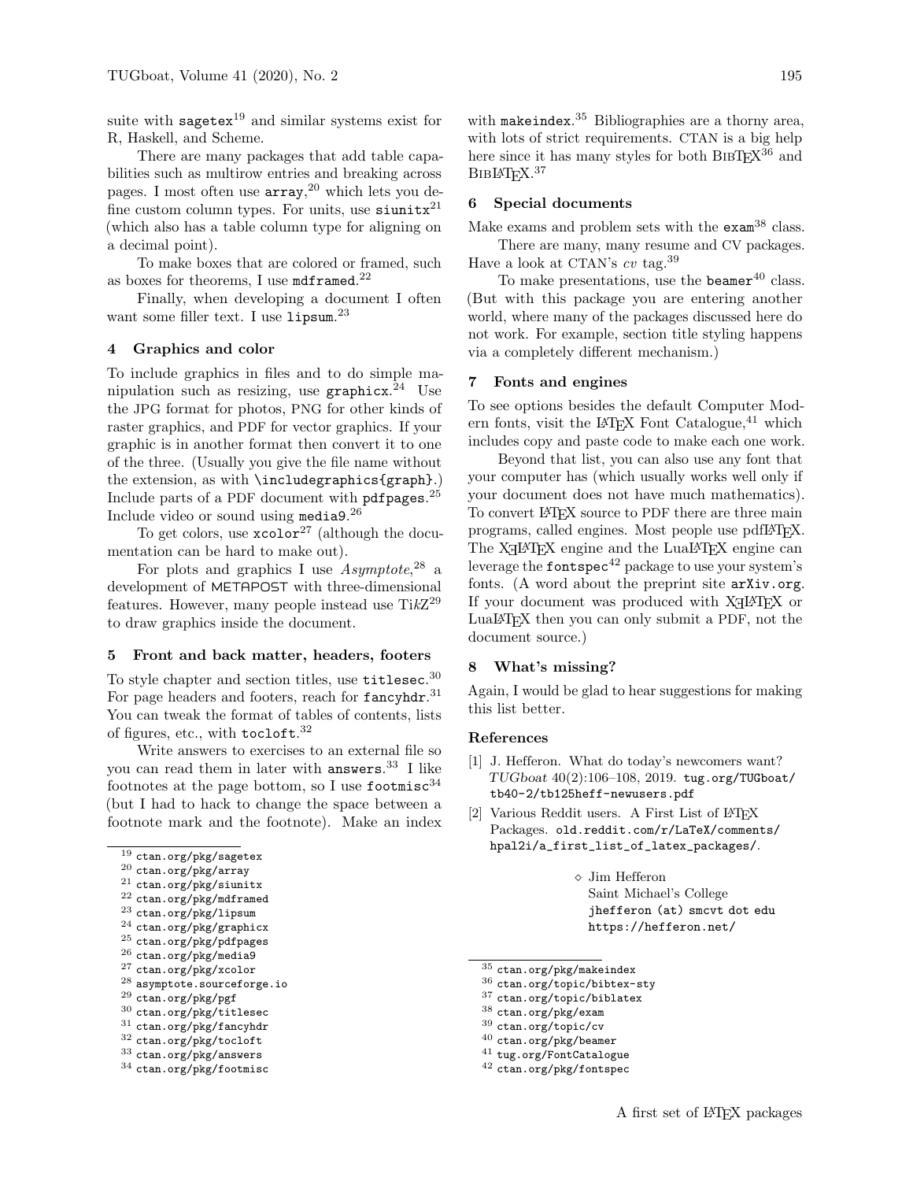suite with `sagetex`[19] and similar systems exist for R, Haskell, and Scheme.

There are many packages that add table capabilities such as multirow entries and breaking across pages. I most often use `array`,[20] which lets you define custom column types. For units, use `siunitx`[21] (which also has a table column type for aligning on a decimal point).

To make boxes that are colored or framed, such as boxes for theorems, I use `mdframed`.[22]

Finally, when developing a document I often want some filler text. I use `lipsum`.[23]

## 4 Graphics and color

To include graphics in files and to do simple manipulation such as resizing, use `graphicx`.[24] Use the JPG format for photos, PNG for other kinds of raster graphics, and PDF for vector graphics. If your graphic is in another format then convert it to one of the three. (Usually you give the file name without the extension, as with `\includegraphics{graph}`.) Include parts of a PDF document with `pdfpages`.[25] Include video or sound using `media9`.[26]

To get colors, use `xcolor`[27] (although the documentation can be hard to make out).

For plots and graphics I use *Asymptote*,[28] a development of METAPOST with three-dimensional features. However, many people instead use TikZ[29] to draw graphics inside the document.

## 5 Front and back matter, headers, footers

To style chapter and section titles, use `titlesec`.[30] For page headers and footers, reach for `fancyhdr`.[31] You can tweak the format of tables of contents, lists of figures, etc., with `tocloft`.[32]

Write answers to exercises to an external file so you can read them in later with `answers`.[33] I like footnotes at the page bottom, so I use `footmisc`[34] (but I had to hack to change the space between a footnote mark and the footnote). Make an index with `makeindex`.[35] Bibliographies are a thorny area, with lots of strict requirements. CTAN is a big help here since it has many styles for both BibTeX[36] and BibLaTeX.[37]

## 6 Special documents

Make exams and problem sets with the `exam`[38] class.

There are many, many resume and CV packages. Have a look at CTAN's *cv* tag.[39]

To make presentations, use the `beamer`[40] class. (But with this package you are entering another world, where many of the packages discussed here do not work. For example, section title styling happens via a completely different mechanism.)

## 7 Fonts and engines

To see options besides the default Computer Modern fonts, visit the LaTeX Font Catalogue,[41] which includes copy and paste code to make each one work.

Beyond that list, you can also use any font that your computer has (which usually works well only if your document does not have much mathematics). To convert LaTeX source to PDF there are three main programs, called engines. Most people use pdfLaTeX. The XeLaTeX engine and the LuaLaTeX engine can leverage the `fontspec`[42] package to use your system's fonts. (A word about the preprint site `arXiv.org`. If your document was produced with XeLaTeX or LuaLaTeX then you can only submit a PDF, not the document source.)

## 8 What's missing?

Again, I would be glad to hear suggestions for making this list better.

## References

[1] J. Hefferon. What do today's newcomers want? *TUGboat* 40(2):106–108, 2019. `tug.org/TUGboat/tb40-2/tb125heff-newusers.pdf`

[2] Various Reddit users. A First List of LaTeX Packages. `old.reddit.com/r/LaTeX/comments/hpal2i/a_first_list_of_latex_packages/`.

◇ Jim Hefferon
Saint Michael's College
`jhefferon (at) smcvt dot edu`
`https://hefferon.net/`

---

[19] `ctan.org/pkg/sagetex`
[20] `ctan.org/pkg/array`
[21] `ctan.org/pkg/siunitx`
[22] `ctan.org/pkg/mdframed`
[23] `ctan.org/pkg/lipsum`
[24] `ctan.org/pkg/graphicx`
[25] `ctan.org/pkg/pdfpages`
[26] `ctan.org/pkg/media9`
[27] `ctan.org/pkg/xcolor`
[28] `asymptote.sourceforge.io`
[29] `ctan.org/pkg/pgf`
[30] `ctan.org/pkg/titlesec`
[31] `ctan.org/pkg/fancyhdr`
[32] `ctan.org/pkg/tocloft`
[33] `ctan.org/pkg/answers`
[34] `ctan.org/pkg/footmisc`
[35] `ctan.org/pkg/makeindex`
[36] `ctan.org/topic/bibtex-sty`
[37] `ctan.org/topic/biblatex`
[38] `ctan.org/pkg/exam`
[39] `ctan.org/topic/cv`
[40] `ctan.org/pkg/beamer`
[41] `tug.org/FontCatalogue`
[42] `ctan.org/pkg/fontspec`